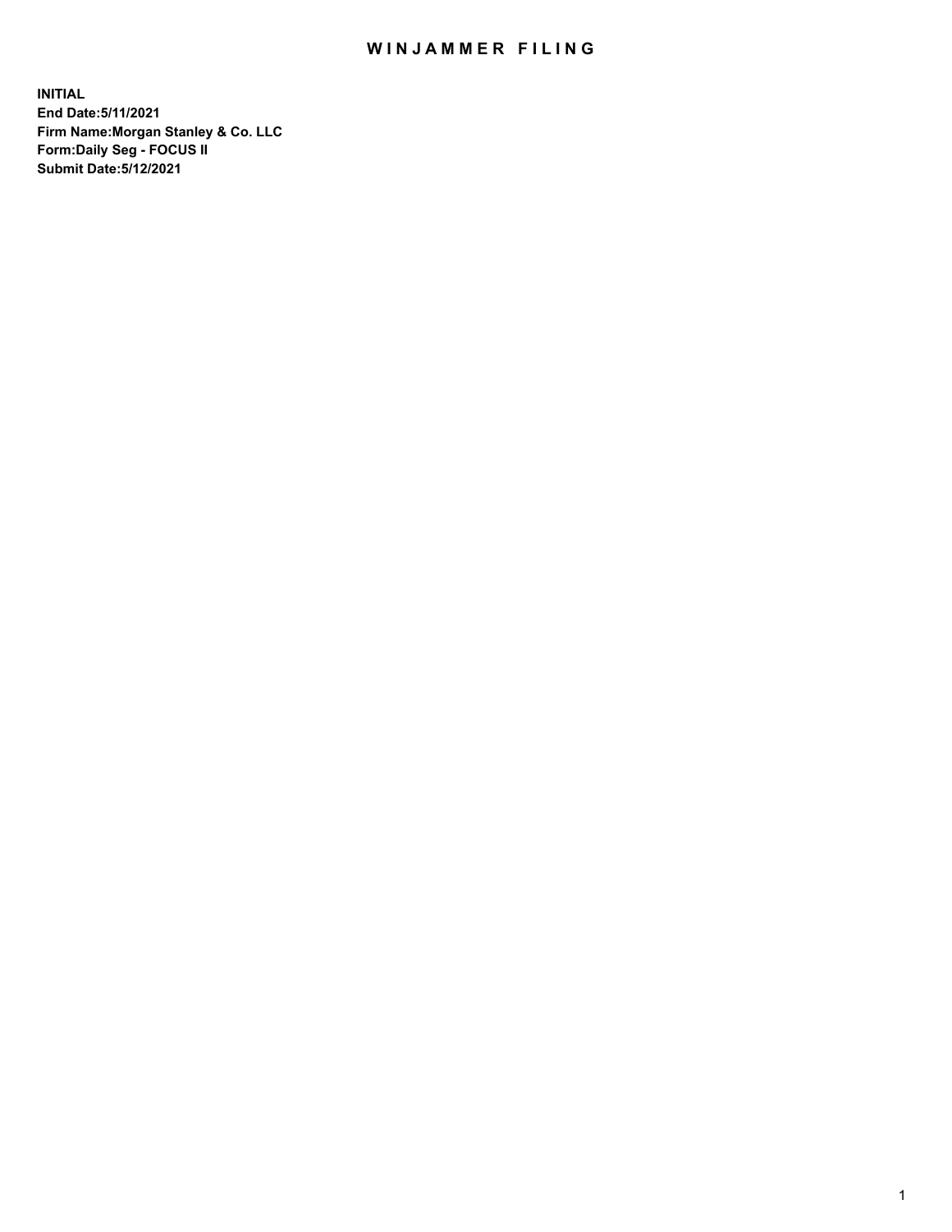# WINJAMMER FILING

**INITIAL**
**End Date:5/11/2021**
**Firm Name:Morgan Stanley & Co. LLC**
**Form:Daily Seg - FOCUS II**
**Submit Date:5/12/2021**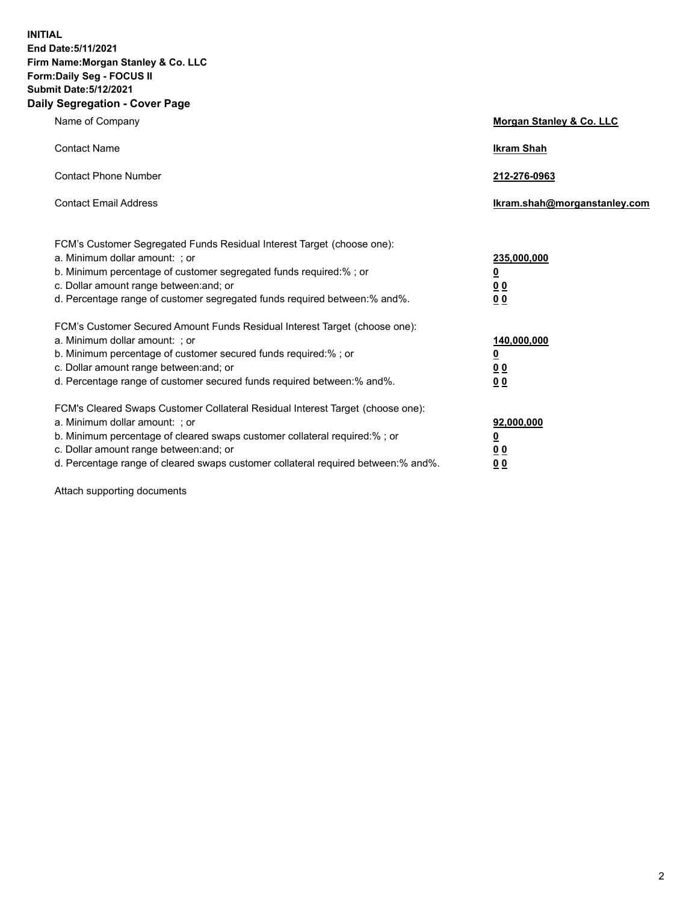**INITIAL**
**End Date:5/11/2021**
**Firm Name:Morgan Stanley & Co. LLC**
**Form:Daily Seg - FOCUS II**
**Submit Date:5/12/2021**

## Daily Segregation - Cover Page

| | |
|---|---|
| Name of Company | **Morgan Stanley & Co. LLC** |
| Contact Name | **Ikram Shah** |
| Contact Phone Number | **212-276-0963** |
| Contact Email Address | **Ikram.shah@morganstanley.com** |

| | |
|---|---|
| FCM's Customer Segregated Funds Residual Interest Target (choose one): | |
| a. Minimum dollar amount: ; or | **235,000,000** |
| b. Minimum percentage of customer segregated funds required:% ; or | **0** |
| c. Dollar amount range between:and; or | **0 0** |
| d. Percentage range of customer segregated funds required between:% and%. | **0 0** |

| | |
|---|---|
| FCM's Customer Secured Amount Funds Residual Interest Target (choose one): | |
| a. Minimum dollar amount: ; or | **140,000,000** |
| b. Minimum percentage of customer secured funds required:% ; or | **0** |
| c. Dollar amount range between:and; or | **0 0** |
| d. Percentage range of customer secured funds required between:% and%. | **0 0** |

| | |
|---|---|
| FCM's Cleared Swaps Customer Collateral Residual Interest Target (choose one): | |
| a. Minimum dollar amount: ; or | **92,000,000** |
| b. Minimum percentage of cleared swaps customer collateral required:% ; or | **0** |
| c. Dollar amount range between:and; or | **0 0** |
| d. Percentage range of cleared swaps customer collateral required between:% and%. | **0 0** |

Attach supporting documents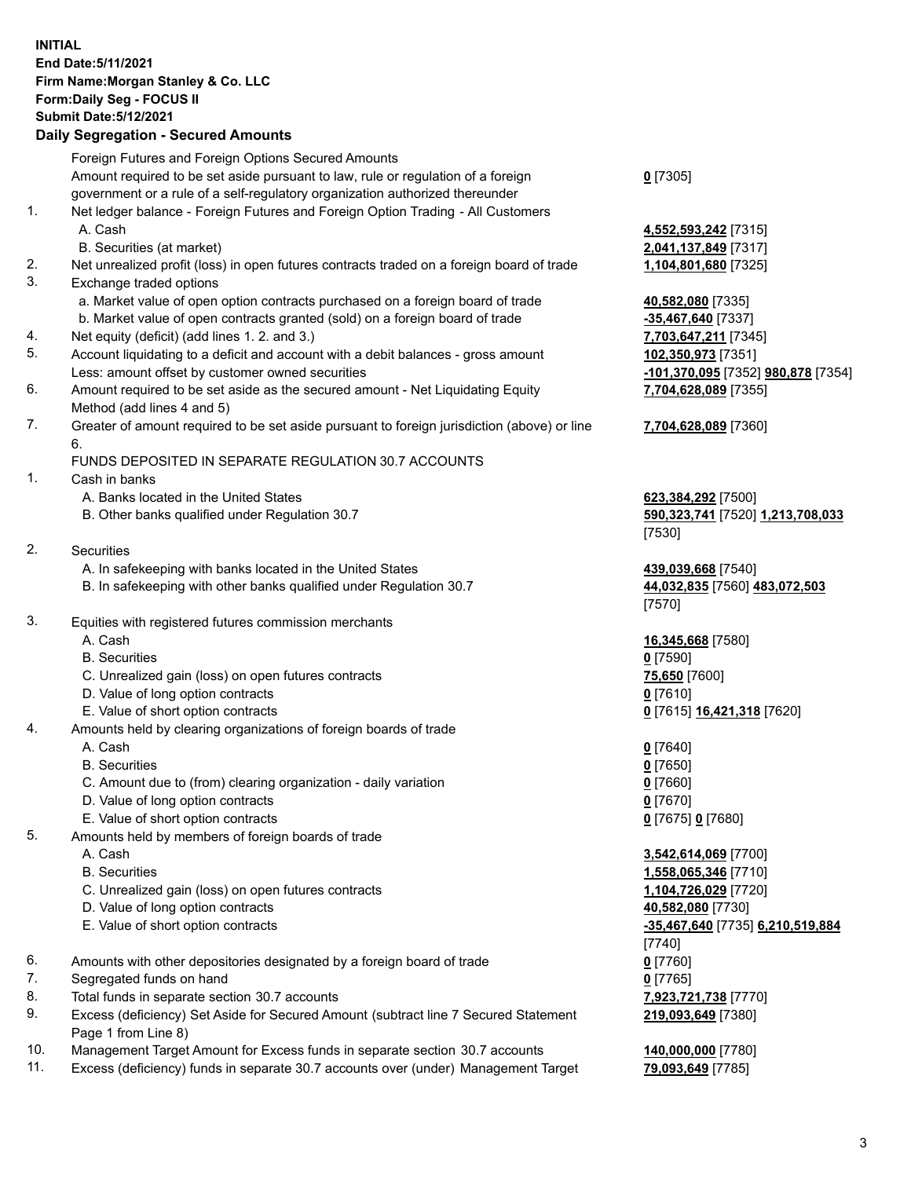**INITIAL**
**End Date:5/11/2021**
**Firm Name:Morgan Stanley & Co. LLC**
**Form:Daily Seg - FOCUS II**
**Submit Date:5/12/2021**

**Daily Segregation - Secured Amounts**

| | | |
|---|---|---|
| | Foreign Futures and Foreign Options Secured Amounts | |
| | Amount required to be set aside pursuant to law, rule or regulation of a foreign government or a rule of a self-regulatory organization authorized thereunder | **0** [7305] |
| 1. | Net ledger balance - Foreign Futures and Foreign Option Trading - All Customers | |
| | A. Cash | **4,552,593,242** [7315] |
| | B. Securities (at market) | **2,041,137,849** [7317] |
| 2. | Net unrealized profit (loss) in open futures contracts traded on a foreign board of trade | **1,104,801,680** [7325] |
| 3. | Exchange traded options | |
| | a. Market value of open option contracts purchased on a foreign board of trade | **40,582,080** [7335] |
| | b. Market value of open contracts granted (sold) on a foreign board of trade | **-35,467,640** [7337] |
| 4. | Net equity (deficit) (add lines 1. 2. and 3.) | **7,703,647,211** [7345] |
| 5. | Account liquidating to a deficit and account with a debit balances - gross amount | **102,350,973** [7351] |
| | Less: amount offset by customer owned securities | **-101,370,095** [7352] **980,878** [7354] |
| 6. | Amount required to be set aside as the secured amount - Net Liquidating Equity Method (add lines 4 and 5) | **7,704,628,089** [7355] |
| 7. | Greater of amount required to be set aside pursuant to foreign jurisdiction (above) or line 6. | **7,704,628,089** [7360] |
| | FUNDS DEPOSITED IN SEPARATE REGULATION 30.7 ACCOUNTS | |
| 1. | Cash in banks | |
| | A. Banks located in the United States | **623,384,292** [7500] |
| | B. Other banks qualified under Regulation 30.7 | **590,323,741** [7520] **1,213,708,033** [7530] |
| 2. | Securities | |
| | A. In safekeeping with banks located in the United States | **439,039,668** [7540] |
| | B. In safekeeping with other banks qualified under Regulation 30.7 | **44,032,835** [7560] **483,072,503** [7570] |
| 3. | Equities with registered futures commission merchants | |
| | A. Cash | **16,345,668** [7580] |
| | B. Securities | **0** [7590] |
| | C. Unrealized gain (loss) on open futures contracts | **75,650** [7600] |
| | D. Value of long option contracts | **0** [7610] |
| | E. Value of short option contracts | **0** [7615] **16,421,318** [7620] |
| 4. | Amounts held by clearing organizations of foreign boards of trade | |
| | A. Cash | **0** [7640] |
| | B. Securities | **0** [7650] |
| | C. Amount due to (from) clearing organization - daily variation | **0** [7660] |
| | D. Value of long option contracts | **0** [7670] |
| | E. Value of short option contracts | **0** [7675] **0** [7680] |
| 5. | Amounts held by members of foreign boards of trade | |
| | A. Cash | **3,542,614,069** [7700] |
| | B. Securities | **1,558,065,346** [7710] |
| | C. Unrealized gain (loss) on open futures contracts | **1,104,726,029** [7720] |
| | D. Value of long option contracts | **40,582,080** [7730] |
| | E. Value of short option contracts | **-35,467,640** [7735] **6,210,519,884** [7740] |
| 6. | Amounts with other depositories designated by a foreign board of trade | **0** [7760] |
| 7. | Segregated funds on hand | **0** [7765] |
| 8. | Total funds in separate section 30.7 accounts | **7,923,721,738** [7770] |
| 9. | Excess (deficiency) Set Aside for Secured Amount (subtract line 7 Secured Statement Page 1 from Line 8) | **219,093,649** [7380] |
| 10. | Management Target Amount for Excess funds in separate section 30.7 accounts | **140,000,000** [7780] |
| 11. | Excess (deficiency) funds in separate 30.7 accounts over (under) Management Target | **79,093,649** [7785] |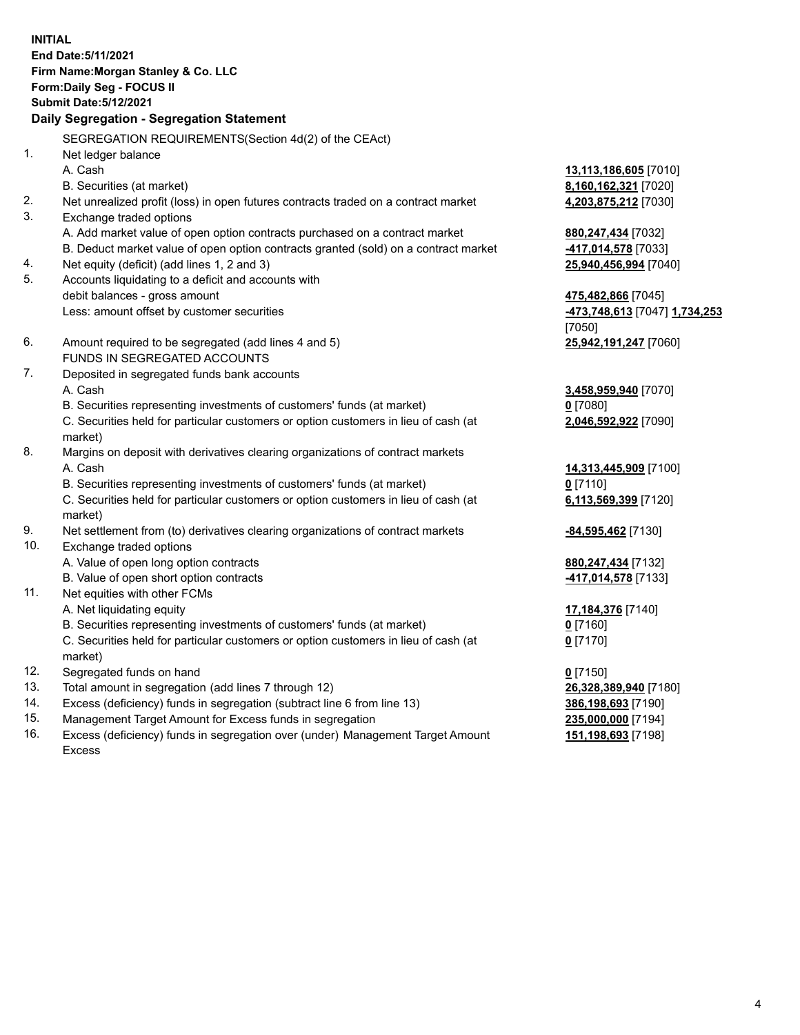**INITIAL**
**End Date:5/11/2021**
**Firm Name:Morgan Stanley & Co. LLC**
**Form:Daily Seg - FOCUS II**
**Submit Date:5/12/2021**

## Daily Segregation - Segregation Statement

| | | |
|---|---|---|
| | SEGREGATION REQUIREMENTS(Section 4d(2) of the CEAct) | |
| 1. | Net ledger balance | |
| | A. Cash | **13,113,186,605** [7010] |
| | B. Securities (at market) | **8,160,162,321** [7020] |
| 2. | Net unrealized profit (loss) in open futures contracts traded on a contract market | **4,203,875,212** [7030] |
| 3. | Exchange traded options | |
| | A. Add market value of open option contracts purchased on a contract market | **880,247,434** [7032] |
| | B. Deduct market value of open option contracts granted (sold) on a contract market | **-417,014,578** [7033] |
| 4. | Net equity (deficit) (add lines 1, 2 and 3) | **25,940,456,994** [7040] |
| 5. | Accounts liquidating to a deficit and accounts with debit balances - gross amount | **475,482,866** [7045] |
| | Less: amount offset by customer securities | **-473,748,613** [7047] **1,734,253** [7050] |
| 6. | Amount required to be segregated (add lines 4 and 5) | **25,942,191,247** [7060] |
| | FUNDS IN SEGREGATED ACCOUNTS | |
| 7. | Deposited in segregated funds bank accounts | |
| | A. Cash | **3,458,959,940** [7070] |
| | B. Securities representing investments of customers' funds (at market) | **0** [7080] |
| | C. Securities held for particular customers or option customers in lieu of cash (at market) | **2,046,592,922** [7090] |
| 8. | Margins on deposit with derivatives clearing organizations of contract markets | |
| | A. Cash | **14,313,445,909** [7100] |
| | B. Securities representing investments of customers' funds (at market) | **0** [7110] |
| | C. Securities held for particular customers or option customers in lieu of cash (at market) | **6,113,569,399** [7120] |
| 9. | Net settlement from (to) derivatives clearing organizations of contract markets | **-84,595,462** [7130] |
| 10. | Exchange traded options | |
| | A. Value of open long option contracts | **880,247,434** [7132] |
| | B. Value of open short option contracts | **-417,014,578** [7133] |
| 11. | Net equities with other FCMs | |
| | A. Net liquidating equity | **17,184,376** [7140] |
| | B. Securities representing investments of customers' funds (at market) | **0** [7160] |
| | C. Securities held for particular customers or option customers in lieu of cash (at market) | **0** [7170] |
| 12. | Segregated funds on hand | **0** [7150] |
| 13. | Total amount in segregation (add lines 7 through 12) | **26,328,389,940** [7180] |
| 14. | Excess (deficiency) funds in segregation (subtract line 6 from line 13) | **386,198,693** [7190] |
| 15. | Management Target Amount for Excess funds in segregation | **235,000,000** [7194] |
| 16. | Excess (deficiency) funds in segregation over (under) Management Target Amount Excess | **151,198,693** [7198] |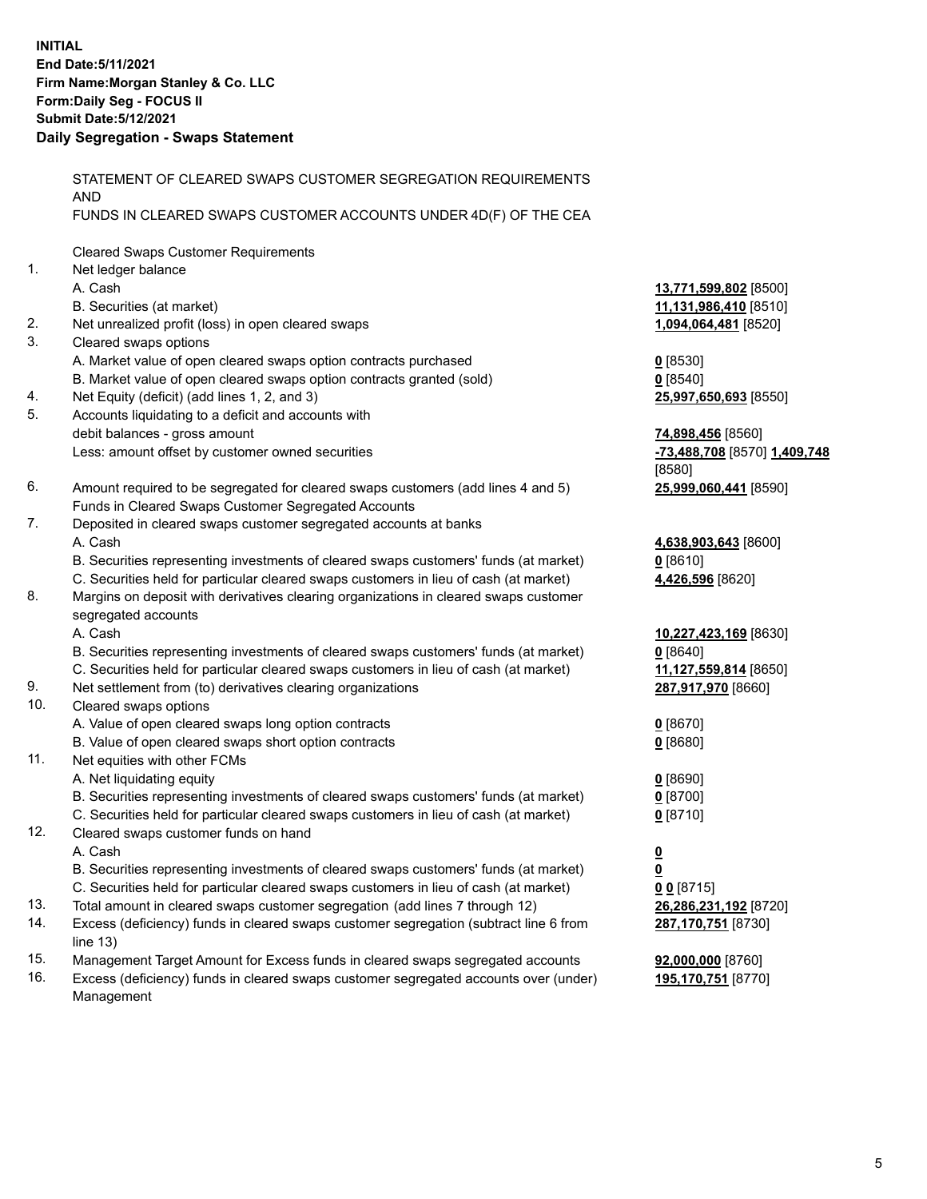**INITIAL**
**End Date:5/11/2021**
**Firm Name:Morgan Stanley & Co. LLC**
**Form:Daily Seg - FOCUS II**
**Submit Date:5/12/2021**
**Daily Segregation - Swaps Statement**

STATEMENT OF CLEARED SWAPS CUSTOMER SEGREGATION REQUIREMENTS AND FUNDS IN CLEARED SWAPS CUSTOMER ACCOUNTS UNDER 4D(F) OF THE CEA

| | | |
|---|---|---|
| | Cleared Swaps Customer Requirements | |
| 1. | Net ledger balance | |
| | A. Cash | **13,771,599,802** [8500] |
| | B. Securities (at market) | **11,131,986,410** [8510] |
| 2. | Net unrealized profit (loss) in open cleared swaps | **1,094,064,481** [8520] |
| 3. | Cleared swaps options | |
| | A. Market value of open cleared swaps option contracts purchased | **0** [8530] |
| | B. Market value of open cleared swaps option contracts granted (sold) | **0** [8540] |
| 4. | Net Equity (deficit) (add lines 1, 2, and 3) | **25,997,650,693** [8550] |
| 5. | Accounts liquidating to a deficit and accounts with debit balances - gross amount | **74,898,456** [8560] |
| | Less: amount offset by customer owned securities | **-73,488,708** [8570] **1,409,748** [8580] |
| 6. | Amount required to be segregated for cleared swaps customers (add lines 4 and 5) | **25,999,060,441** [8590] |
| | Funds in Cleared Swaps Customer Segregated Accounts | |
| 7. | Deposited in cleared swaps customer segregated accounts at banks | |
| | A. Cash | **4,638,903,643** [8600] |
| | B. Securities representing investments of cleared swaps customers' funds (at market) | **0** [8610] |
| | C. Securities held for particular cleared swaps customers in lieu of cash (at market) | **4,426,596** [8620] |
| 8. | Margins on deposit with derivatives clearing organizations in cleared swaps customer segregated accounts | |
| | A. Cash | **10,227,423,169** [8630] |
| | B. Securities representing investments of cleared swaps customers' funds (at market) | **0** [8640] |
| | C. Securities held for particular cleared swaps customers in lieu of cash (at market) | **11,127,559,814** [8650] |
| 9. | Net settlement from (to) derivatives clearing organizations | **287,917,970** [8660] |
| 10. | Cleared swaps options | |
| | A. Value of open cleared swaps long option contracts | **0** [8670] |
| | B. Value of open cleared swaps short option contracts | **0** [8680] |
| 11. | Net equities with other FCMs | |
| | A. Net liquidating equity | **0** [8690] |
| | B. Securities representing investments of cleared swaps customers' funds (at market) | **0** [8700] |
| | C. Securities held for particular cleared swaps customers in lieu of cash (at market) | **0** [8710] |
| 12. | Cleared swaps customer funds on hand | |
| | A. Cash | **0** |
| | B. Securities representing investments of cleared swaps customers' funds (at market) | **0** |
| | C. Securities held for particular cleared swaps customers in lieu of cash (at market) | **0** **0** [8715] |
| 13. | Total amount in cleared swaps customer segregation (add lines 7 through 12) | **26,286,231,192** [8720] |
| 14. | Excess (deficiency) funds in cleared swaps customer segregation (subtract line 6 from line 13) | **287,170,751** [8730] |
| 15. | Management Target Amount for Excess funds in cleared swaps segregated accounts | **92,000,000** [8760] |
| 16. | Excess (deficiency) funds in cleared swaps customer segregated accounts over (under) Management | **195,170,751** [8770] |